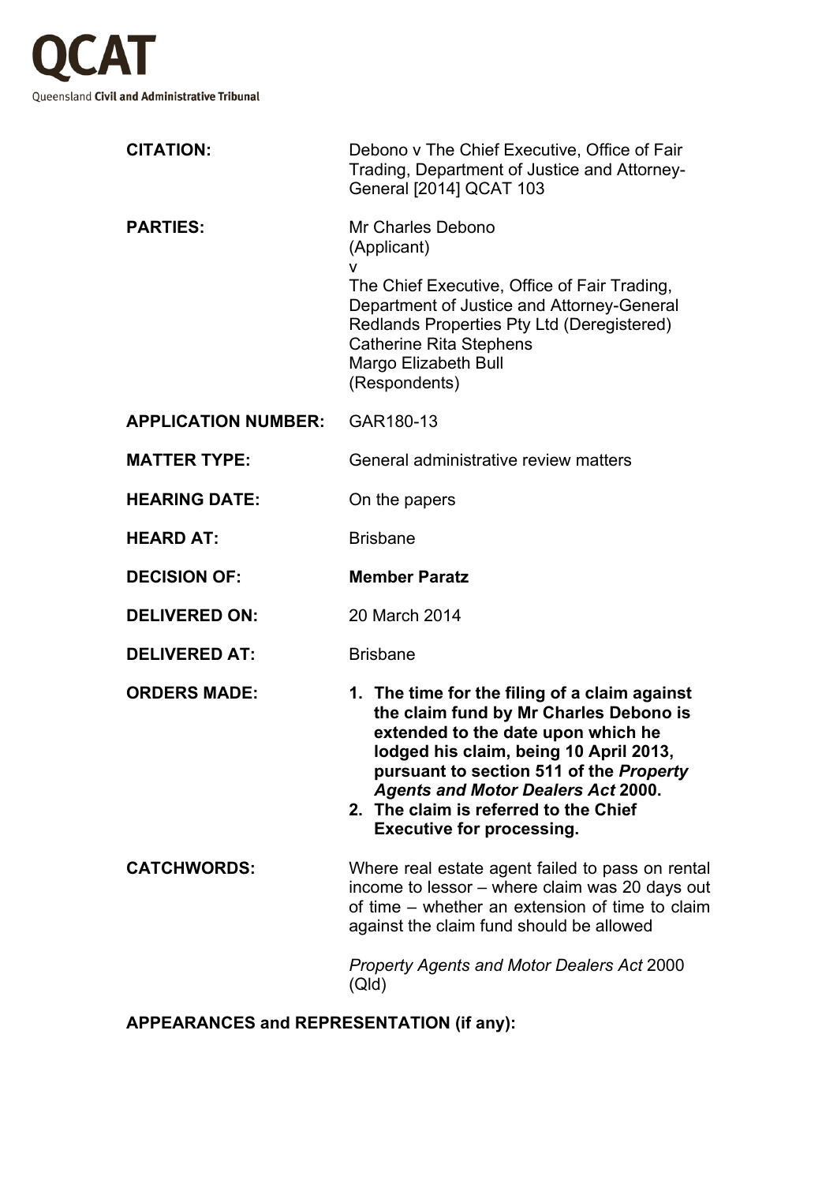QCAT

Queensland **Civil and Administrative Tribunal**

| | |
|---|---|
| **CITATION:** | Debono v The Chief Executive, Office of Fair Trading, Department of Justice and Attorney-General [2014] QCAT 103 |
| **PARTIES:** | Mr Charles Debono (Applicant) v The Chief Executive, Office of Fair Trading, Department of Justice and Attorney-General Redlands Properties Pty Ltd (Deregistered) Catherine Rita Stephens Margo Elizabeth Bull (Respondents) |
| **APPLICATION NUMBER:** | GAR180-13 |
| **MATTER TYPE:** | General administrative review matters |
| **HEARING DATE:** | On the papers |
| **HEARD AT:** | Brisbane |
| **DECISION OF:** | **Member Paratz** |
| **DELIVERED ON:** | 20 March 2014 |
| **DELIVERED AT:** | Brisbane |
| **ORDERS MADE:** | **1. The time for the filing of a claim against the claim fund by Mr Charles Debono is extended to the date upon which he lodged his claim, being 10 April 2013, pursuant to section 511 of the *Property Agents and Motor Dealers Act* 2000.** **2. The claim is referred to the Chief Executive for processing.** |
| **CATCHWORDS:** | Where real estate agent failed to pass on rental income to lessor – where claim was 20 days out of time – whether an extension of time to claim against the claim fund should be allowed *Property Agents and Motor Dealers Act* 2000 (Qld) |

**APPEARANCES and REPRESENTATION (if any):**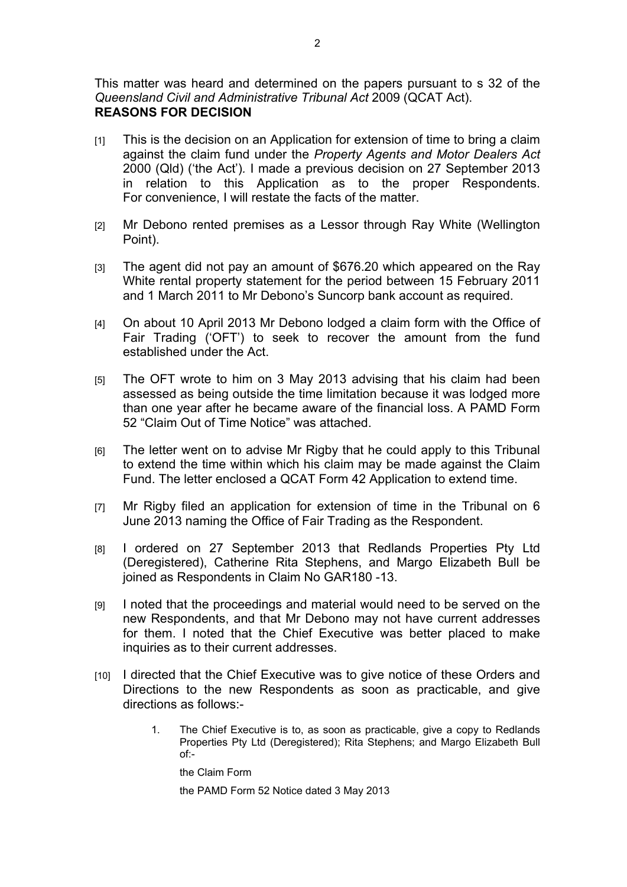This matter was heard and determined on the papers pursuant to s 32 of the *Queensland Civil and Administrative Tribunal Act* 2009 (QCAT Act).

**REASONS FOR DECISION**

[1] This is the decision on an Application for extension of time to bring a claim against the claim fund under the *Property Agents and Motor Dealers Act* 2000 (Qld) ('the Act'). I made a previous decision on 27 September 2013 in relation to this Application as to the proper Respondents. For convenience, I will restate the facts of the matter.

[2] Mr Debono rented premises as a Lessor through Ray White (Wellington Point).

[3] The agent did not pay an amount of $676.20 which appeared on the Ray White rental property statement for the period between 15 February 2011 and 1 March 2011 to Mr Debono's Suncorp bank account as required.

[4] On about 10 April 2013 Mr Debono lodged a claim form with the Office of Fair Trading ('OFT') to seek to recover the amount from the fund established under the Act.

[5] The OFT wrote to him on 3 May 2013 advising that his claim had been assessed as being outside the time limitation because it was lodged more than one year after he became aware of the financial loss. A PAMD Form 52 "Claim Out of Time Notice" was attached.

[6] The letter went on to advise Mr Rigby that he could apply to this Tribunal to extend the time within which his claim may be made against the Claim Fund. The letter enclosed a QCAT Form 42 Application to extend time.

[7] Mr Rigby filed an application for extension of time in the Tribunal on 6 June 2013 naming the Office of Fair Trading as the Respondent.

[8] I ordered on 27 September 2013 that Redlands Properties Pty Ltd (Deregistered), Catherine Rita Stephens, and Margo Elizabeth Bull be joined as Respondents in Claim No GAR180 -13.

[9] I noted that the proceedings and material would need to be served on the new Respondents, and that Mr Debono may not have current addresses for them. I noted that the Chief Executive was better placed to make inquiries as to their current addresses.

[10] I directed that the Chief Executive was to give notice of these Orders and Directions to the new Respondents as soon as practicable, and give directions as follows:-

> 1. The Chief Executive is to, as soon as practicable, give a copy to Redlands Properties Pty Ltd (Deregistered); Rita Stephens; and Margo Elizabeth Bull of:-
>
>    the Claim Form
>
>    the PAMD Form 52 Notice dated 3 May 2013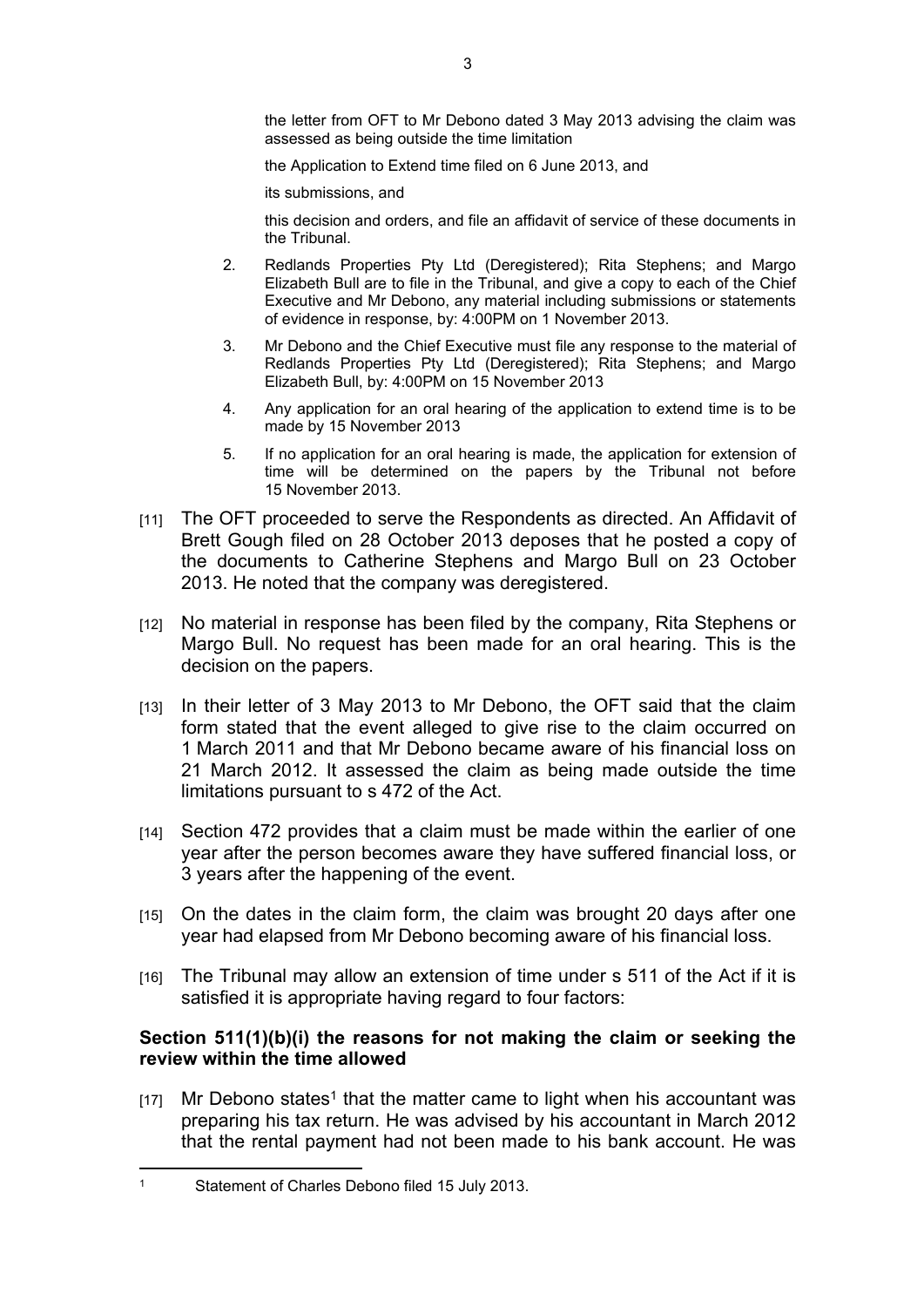the letter from OFT to Mr Debono dated 3 May 2013 advising the claim was assessed as being outside the time limitation

the Application to Extend time filed on 6 June 2013, and

its submissions, and

this decision and orders, and file an affidavit of service of these documents in the Tribunal.

2. Redlands Properties Pty Ltd (Deregistered); Rita Stephens; and Margo Elizabeth Bull are to file in the Tribunal, and give a copy to each of the Chief Executive and Mr Debono, any material including submissions or statements of evidence in response, by: 4:00PM on 1 November 2013.

3. Mr Debono and the Chief Executive must file any response to the material of Redlands Properties Pty Ltd (Deregistered); Rita Stephens; and Margo Elizabeth Bull, by: 4:00PM on 15 November 2013

4. Any application for an oral hearing of the application to extend time is to be made by 15 November 2013

5. If no application for an oral hearing is made, the application for extension of time will be determined on the papers by the Tribunal not before 15 November 2013.

[11] The OFT proceeded to serve the Respondents as directed. An Affidavit of Brett Gough filed on 28 October 2013 deposes that he posted a copy of the documents to Catherine Stephens and Margo Bull on 23 October 2013. He noted that the company was deregistered.

[12] No material in response has been filed by the company, Rita Stephens or Margo Bull. No request has been made for an oral hearing. This is the decision on the papers.

[13] In their letter of 3 May 2013 to Mr Debono, the OFT said that the claim form stated that the event alleged to give rise to the claim occurred on 1 March 2011 and that Mr Debono became aware of his financial loss on 21 March 2012. It assessed the claim as being made outside the time limitations pursuant to s 472 of the Act.

[14] Section 472 provides that a claim must be made within the earlier of one year after the person becomes aware they have suffered financial loss, or 3 years after the happening of the event.

[15] On the dates in the claim form, the claim was brought 20 days after one year had elapsed from Mr Debono becoming aware of his financial loss.

[16] The Tribunal may allow an extension of time under s 511 of the Act if it is satisfied it is appropriate having regard to four factors:

**Section 511(1)(b)(i) the reasons for not making the claim or seeking the review within the time allowed**

[17] Mr Debono states[1] that the matter came to light when his accountant was preparing his tax return. He was advised by his accountant in March 2012 that the rental payment had not been made to his bank account. He was

[1] Statement of Charles Debono filed 15 July 2013.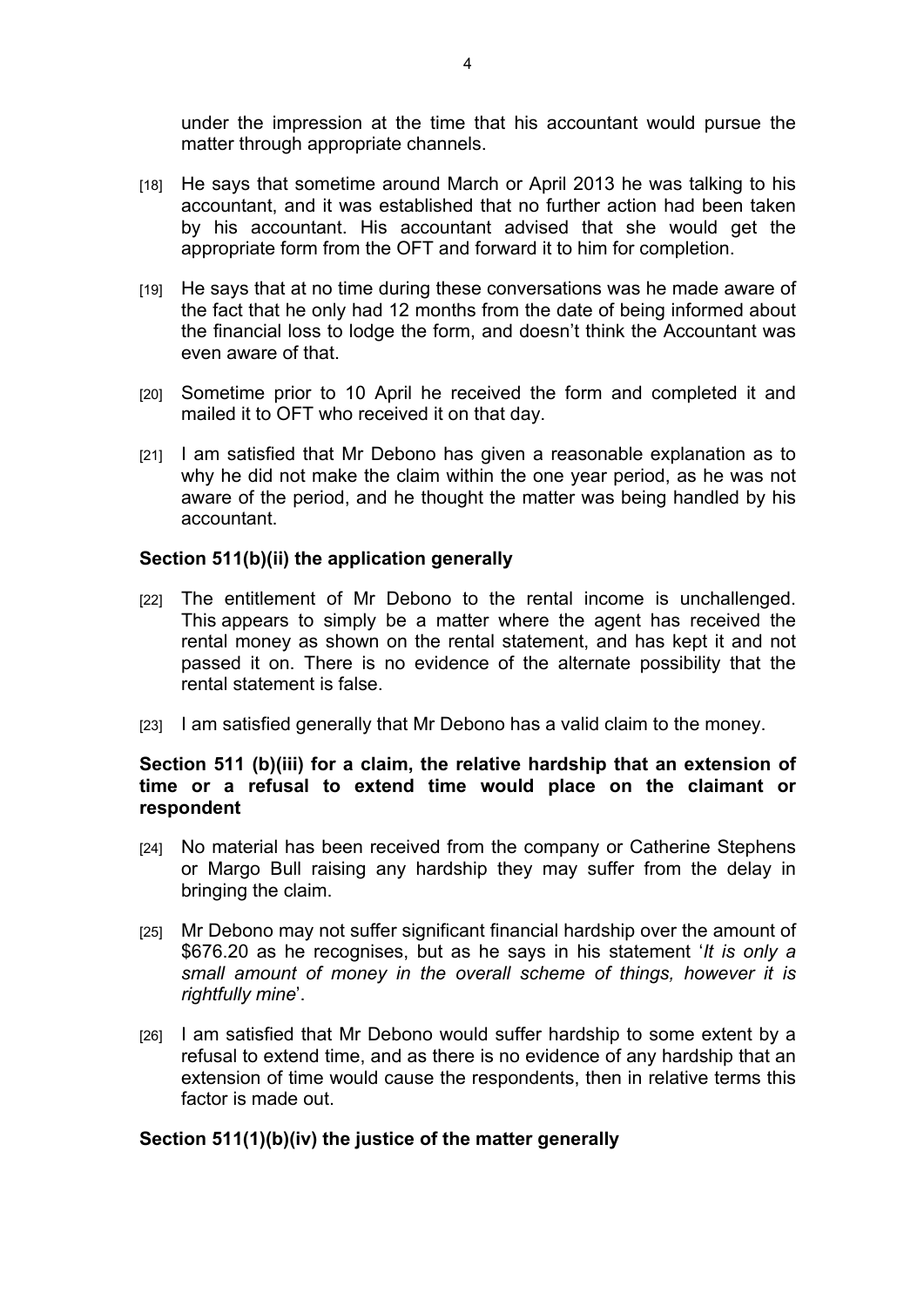under the impression at the time that his accountant would pursue the matter through appropriate channels.

[18] He says that sometime around March or April 2013 he was talking to his accountant, and it was established that no further action had been taken by his accountant. His accountant advised that she would get the appropriate form from the OFT and forward it to him for completion.

[19] He says that at no time during these conversations was he made aware of the fact that he only had 12 months from the date of being informed about the financial loss to lodge the form, and doesn't think the Accountant was even aware of that.

[20] Sometime prior to 10 April he received the form and completed it and mailed it to OFT who received it on that day.

[21] I am satisfied that Mr Debono has given a reasonable explanation as to why he did not make the claim within the one year period, as he was not aware of the period, and he thought the matter was being handled by his accountant.

**Section 511(b)(ii) the application generally**

[22] The entitlement of Mr Debono to the rental income is unchallenged. This appears to simply be a matter where the agent has received the rental money as shown on the rental statement, and has kept it and not passed it on. There is no evidence of the alternate possibility that the rental statement is false.

[23] I am satisfied generally that Mr Debono has a valid claim to the money.

**Section 511 (b)(iii) for a claim, the relative hardship that an extension of time or a refusal to extend time would place on the claimant or respondent**

[24] No material has been received from the company or Catherine Stephens or Margo Bull raising any hardship they may suffer from the delay in bringing the claim.

[25] Mr Debono may not suffer significant financial hardship over the amount of $676.20 as he recognises, but as he says in his statement '*It is only a small amount of money in the overall scheme of things, however it is rightfully mine*'.

[26] I am satisfied that Mr Debono would suffer hardship to some extent by a refusal to extend time, and as there is no evidence of any hardship that an extension of time would cause the respondents, then in relative terms this factor is made out.

**Section 511(1)(b)(iv) the justice of the matter generally**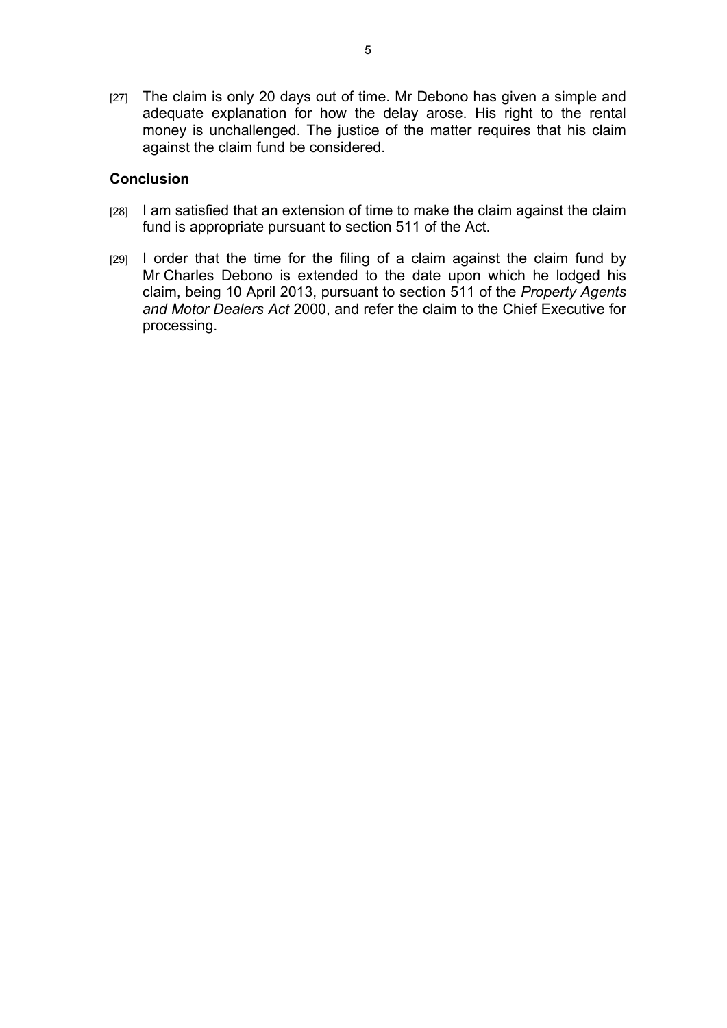[27] The claim is only 20 days out of time. Mr Debono has given a simple and adequate explanation for how the delay arose. His right to the rental money is unchallenged. The justice of the matter requires that his claim against the claim fund be considered.

## Conclusion

[28] I am satisfied that an extension of time to make the claim against the claim fund is appropriate pursuant to section 511 of the Act.

[29] I order that the time for the filing of a claim against the claim fund by Mr Charles Debono is extended to the date upon which he lodged his claim, being 10 April 2013, pursuant to section 511 of the *Property Agents and Motor Dealers Act* 2000, and refer the claim to the Chief Executive for processing.